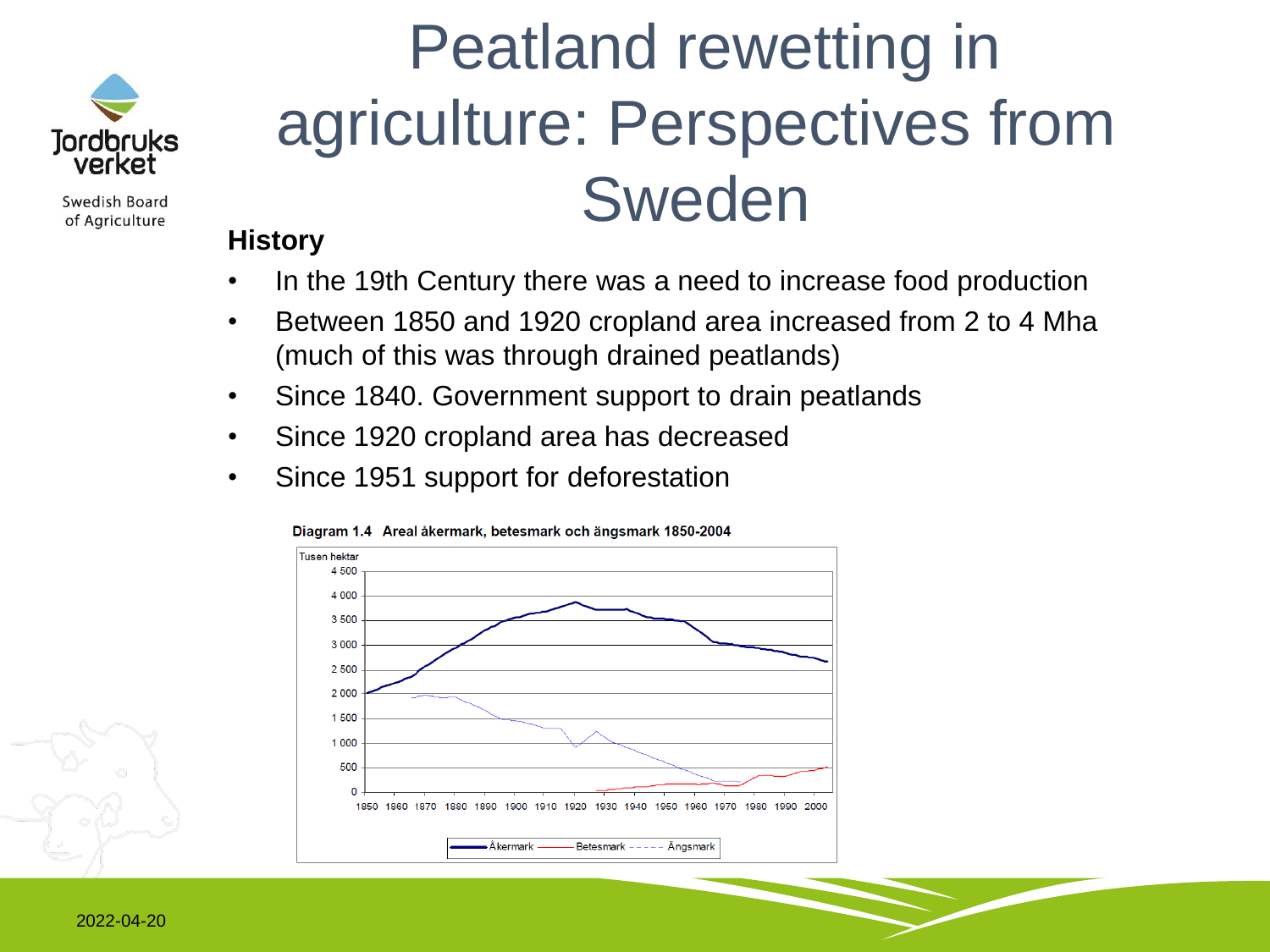# Peatland rewetting in agriculture: Perspectives from Sweden

Jordbruksverket
Swedish Board of Agriculture

## History

- In the 19th Century there was a need to increase food production
- Between 1850 and 1920 cropland area increased from 2 to 4 Mha (much of this was through drained peatlands)
- Since 1840. Government support to drain peatlands
- Since 1920 cropland area has decreased
- Since 1951 support for deforestation

**Diagram 1.4 Areal åkermark, betesmark och ängsmark 1850-2004**

Tusen hektar

Åkermark — Betesmark - - - - Ängsmark

2022-04-20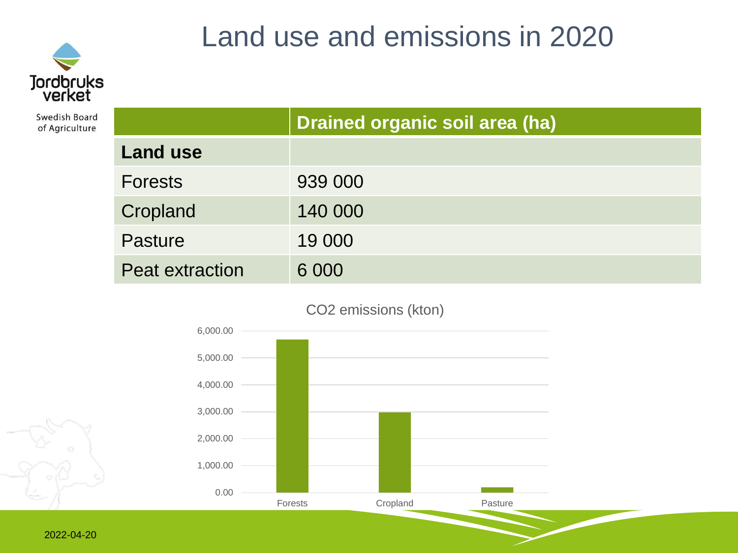# Land use and emissions in 2020

| | Drained organic soil area (ha) |
|---|---|
| **Land use** | |
| Forests | 939 000 |
| Cropland | 140 000 |
| Pasture | 19 000 |
| Peat extraction | 6 000 |

$CO_2$ emissions (kton)

| | Forests | Cropland | Pasture |
|---|---|---|---|
| $CO_2$ emissions (kton) | ~5,700 | ~3,000 | ~200 |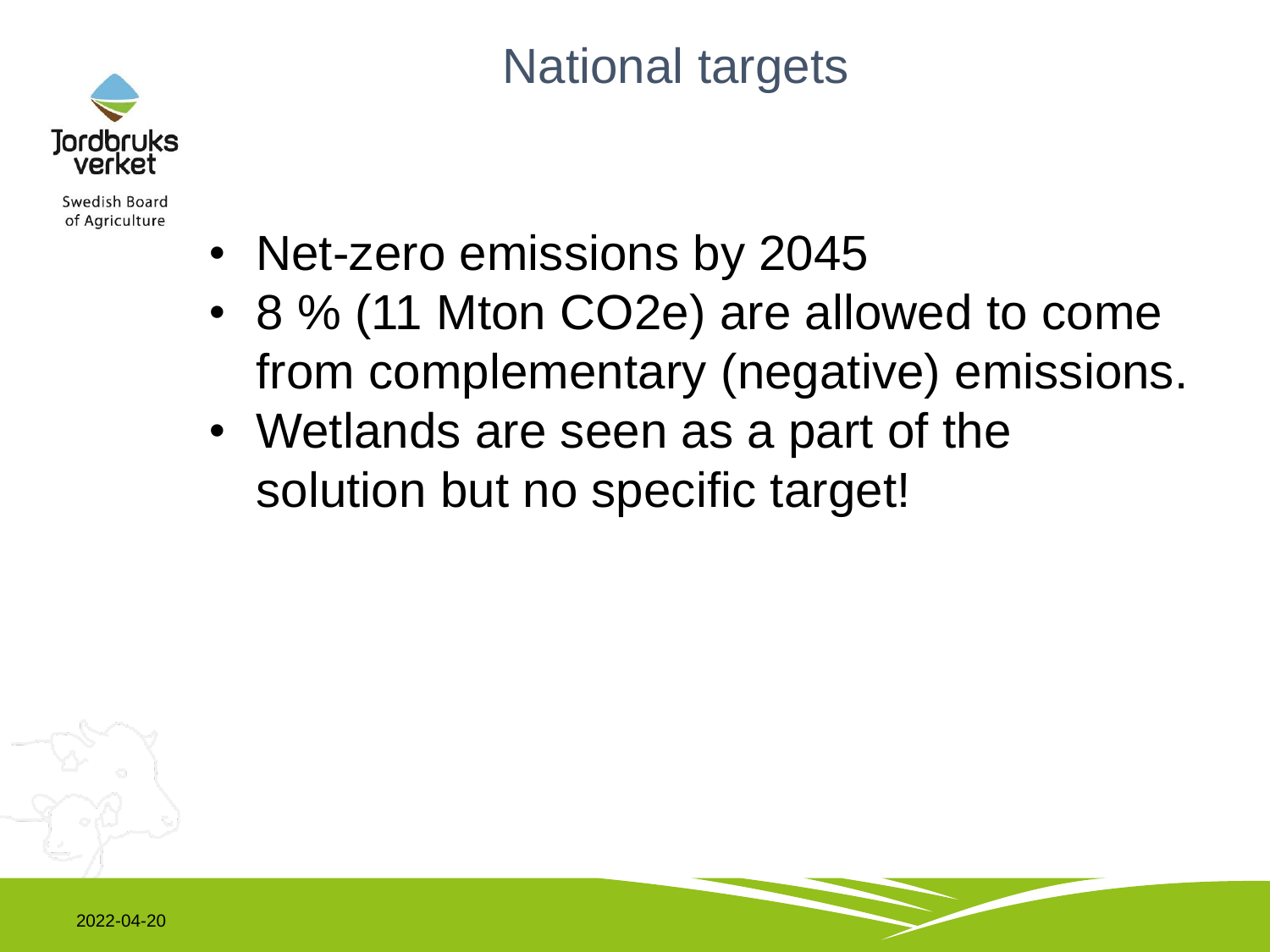# National targets

- Net-zero emissions by 2045
- 8 % (11 Mton $CO_2e$) are allowed to come from complementary (negative) emissions.
- Wetlands are seen as a part of the solution but no specific target!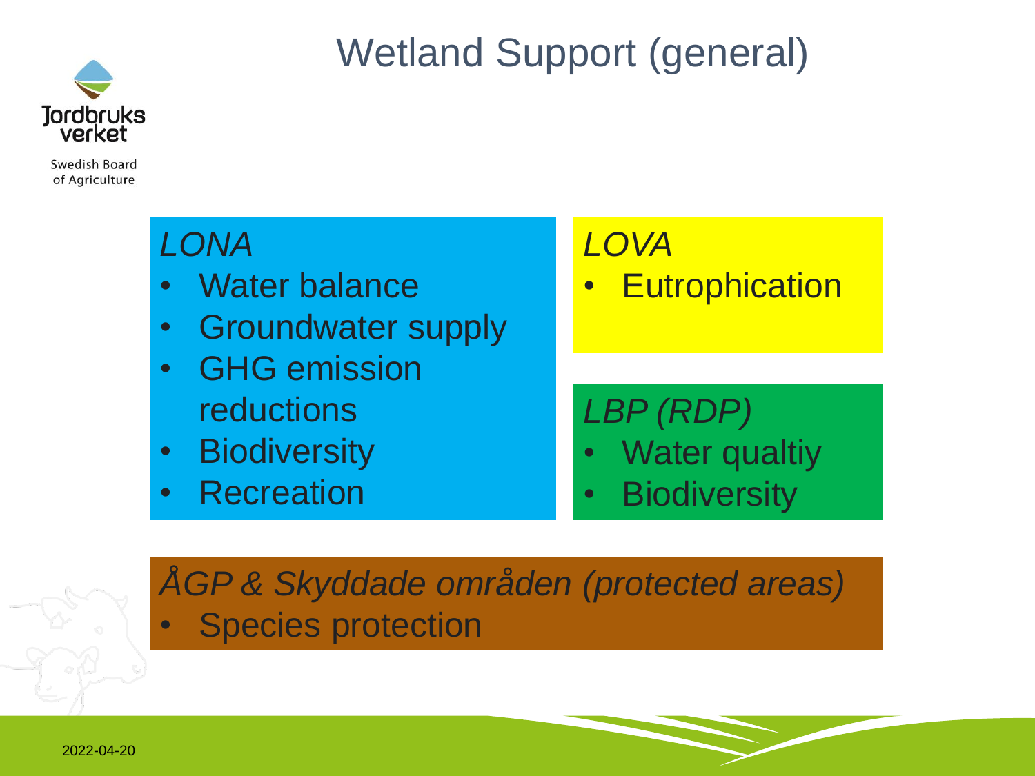# Wetland Support (general)

*LONA*

- Water balance
- Groundwater supply
- GHG emission reductions
- Biodiversity
- Recreation

*LOVA*

- Eutrophication

*LBP (RDP)*

- Water qualtiy
- Biodiversity

*ÅGP & Skyddade områden (protected areas)*

- Species protection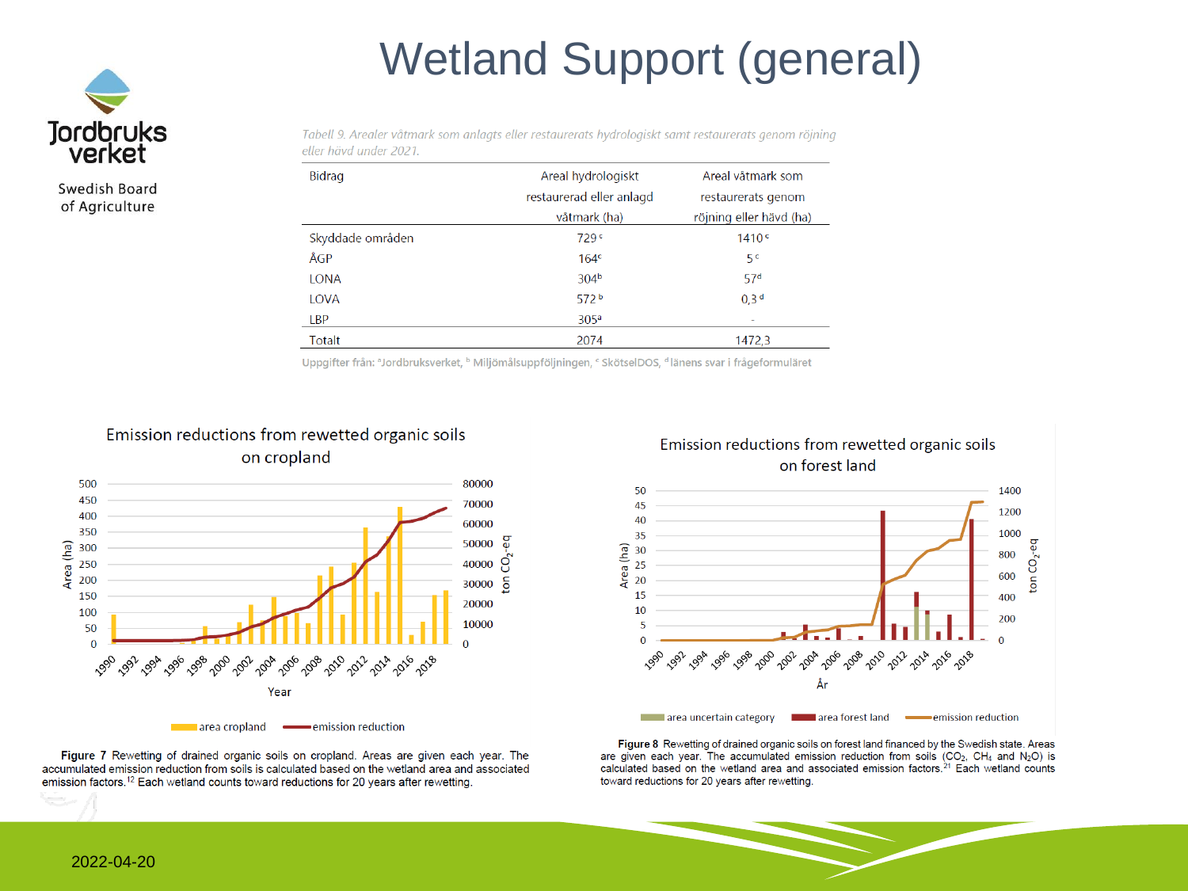# Wetland Support (general)

Jordbruksverket
Swedish Board of Agriculture

*Tabell 9. Arealer våtmark som anlagts eller restaurerats hydrologiskt samt restaurerats genom röjning eller hävd under 2021.*

| Bidrag | Areal hydrologiskt restaurerad eller anlagd våtmark (ha) | Areal våtmark som restaurerats genom röjning eller hävd (ha) |
|---|---|---|
| Skyddade områden | 729 [c] | 1410 [c] |
| ÅGP | 164 [c] | 5 [c] |
| LONA | 304 [b] | 57 [d] |
| LOVA | 572 [b] | 0,3 [d] |
| LBP | 305 [a] | - |
| Totalt | 2074 | 1472,3 |

Uppgifter från: [a] Jordbruksverket, [b] Miljömålsuppföljningen, [c] SkötselDOS, [d] länens svar i frågeformuläret

Emission reductions from rewetted organic soils on cropland

**Figure 7** Rewetting of drained organic soils on cropland. Areas are given each year. The accumulated emission reduction from soils is calculated based on the wetland area and associated emission factors.[12] Each wetland counts toward reductions for 20 years after rewetting.

Emission reductions from rewetted organic soils on forest land

**Figure 8** Rewetting of drained organic soils on forest land financed by the Swedish state. Areas are given each year. The accumulated emission reduction from soils ($CO_2$, $CH_4$ and $N_2O$) is calculated based on the wetland area and associated emission factors.[21] Each wetland counts toward reductions for 20 years after rewetting.

2022-04-20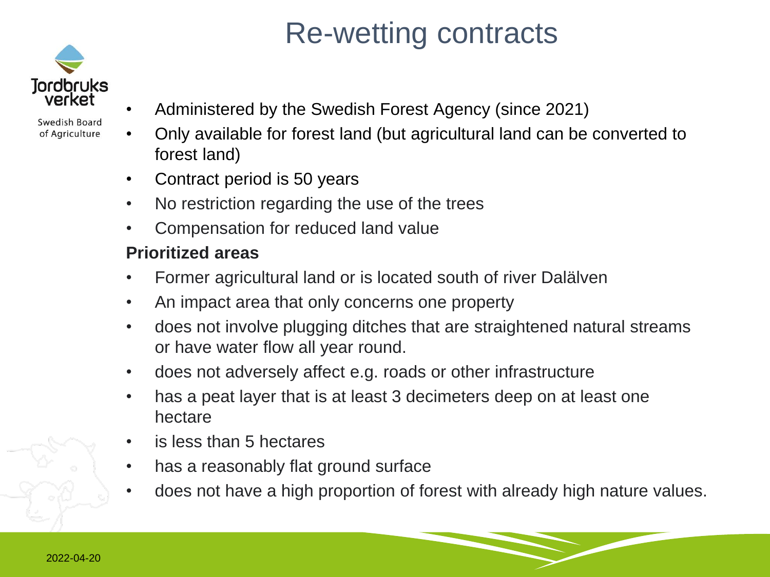# Re-wetting contracts

- Administered by the Swedish Forest Agency (since 2021)
- Only available for forest land (but agricultural land can be converted to forest land)
- Contract period is 50 years
- No restriction regarding the use of the trees
- Compensation for reduced land value

**Prioritized areas**

- Former agricultural land or is located south of river Dalälven
- An impact area that only concerns one property
- does not involve plugging ditches that are straightened natural streams or have water flow all year round.
- does not adversely affect e.g. roads or other infrastructure
- has a peat layer that is at least 3 decimeters deep on at least one hectare
- is less than 5 hectares
- has a reasonably flat ground surface
- does not have a high proportion of forest with already high nature values.